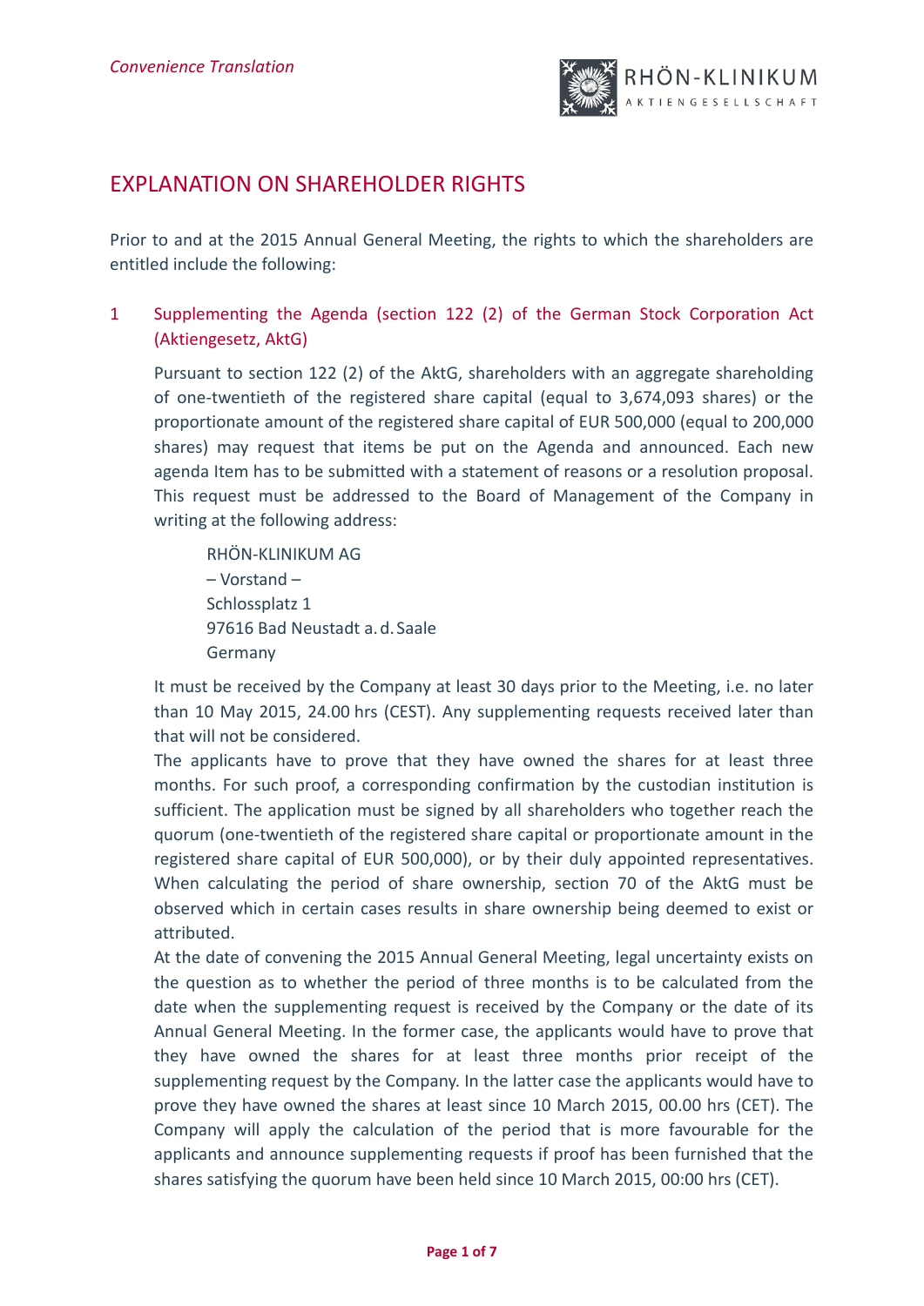*Convenience Translation*

RHÖN-KLINIKUM AKTIENGESELLSCHAFT

# EXPLANATION ON SHAREHOLDER RIGHTS

Prior to and at the 2015 Annual General Meeting, the rights to which the shareholders are entitled include the following:

## 1 Supplementing the Agenda (section 122 (2) of the German Stock Corporation Act (Aktiengesetz, AktG)

Pursuant to section 122 (2) of the AktG, shareholders with an aggregate shareholding of one-twentieth of the registered share capital (equal to 3,674,093 shares) or the proportionate amount of the registered share capital of EUR 500,000 (equal to 200,000 shares) may request that items be put on the Agenda and announced. Each new agenda Item has to be submitted with a statement of reasons or a resolution proposal. This request must be addressed to the Board of Management of the Company in writing at the following address:

RHÖN-KLINIKUM AG
– Vorstand –
Schlossplatz 1
97616 Bad Neustadt a. d. Saale
Germany

It must be received by the Company at least 30 days prior to the Meeting, i.e. no later than 10 May 2015, 24.00 hrs (CEST). Any supplementing requests received later than that will not be considered.

The applicants have to prove that they have owned the shares for at least three months. For such proof, a corresponding confirmation by the custodian institution is sufficient. The application must be signed by all shareholders who together reach the quorum (one-twentieth of the registered share capital or proportionate amount in the registered share capital of EUR 500,000), or by their duly appointed representatives. When calculating the period of share ownership, section 70 of the AktG must be observed which in certain cases results in share ownership being deemed to exist or attributed.

At the date of convening the 2015 Annual General Meeting, legal uncertainty exists on the question as to whether the period of three months is to be calculated from the date when the supplementing request is received by the Company or the date of its Annual General Meeting. In the former case, the applicants would have to prove that they have owned the shares for at least three months prior receipt of the supplementing request by the Company. In the latter case the applicants would have to prove they have owned the shares at least since 10 March 2015, 00.00 hrs (CET). The Company will apply the calculation of the period that is more favourable for the applicants and announce supplementing requests if proof has been furnished that the shares satisfying the quorum have been held since 10 March 2015, 00:00 hrs (CET).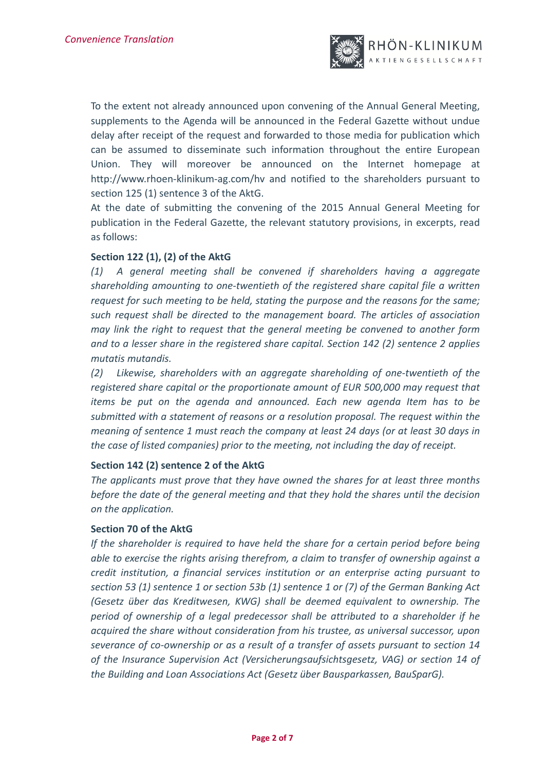To the extent not already announced upon convening of the Annual General Meeting, supplements to the Agenda will be announced in the Federal Gazette without undue delay after receipt of the request and forwarded to those media for publication which can be assumed to disseminate such information throughout the entire European Union. They will moreover be announced on the Internet homepage at http://www.rhoen-klinikum-ag.com/hv and notified to the shareholders pursuant to section 125 (1) sentence 3 of the AktG.

At the date of submitting the convening of the 2015 Annual General Meeting for publication in the Federal Gazette, the relevant statutory provisions, in excerpts, read as follows:

**Section 122 (1), (2) of the AktG**

*(1) A general meeting shall be convened if shareholders having a aggregate shareholding amounting to one-twentieth of the registered share capital file a written request for such meeting to be held, stating the purpose and the reasons for the same; such request shall be directed to the management board. The articles of association may link the right to request that the general meeting be convened to another form and to a lesser share in the registered share capital. Section 142 (2) sentence 2 applies mutatis mutandis.*

*(2) Likewise, shareholders with an aggregate shareholding of one-twentieth of the registered share capital or the proportionate amount of EUR 500,000 may request that items be put on the agenda and announced. Each new agenda Item has to be submitted with a statement of reasons or a resolution proposal. The request within the meaning of sentence 1 must reach the company at least 24 days (or at least 30 days in the case of listed companies) prior to the meeting, not including the day of receipt.*

**Section 142 (2) sentence 2 of the AktG**

*The applicants must prove that they have owned the shares for at least three months before the date of the general meeting and that they hold the shares until the decision on the application.*

**Section 70 of the AktG**

*If the shareholder is required to have held the share for a certain period before being able to exercise the rights arising therefrom, a claim to transfer of ownership against a credit institution, a financial services institution or an enterprise acting pursuant to section 53 (1) sentence 1 or section 53b (1) sentence 1 or (7) of the German Banking Act (Gesetz über das Kreditwesen, KWG) shall be deemed equivalent to ownership. The period of ownership of a legal predecessor shall be attributed to a shareholder if he acquired the share without consideration from his trustee, as universal successor, upon severance of co-ownership or as a result of a transfer of assets pursuant to section 14 of the Insurance Supervision Act (Versicherungsaufsichtsgesetz, VAG) or section 14 of the Building and Loan Associations Act (Gesetz über Bausparkassen, BauSparG).*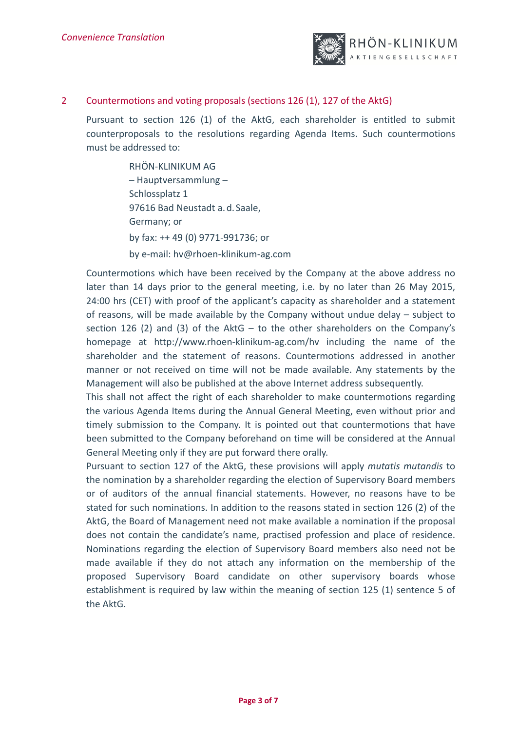## 2 Countermotions and voting proposals (sections 126 (1), 127 of the AktG)

Pursuant to section 126 (1) of the AktG, each shareholder is entitled to submit counterproposals to the resolutions regarding Agenda Items. Such countermotions must be addressed to:

RHÖN-KLINIKUM AG  
– Hauptversammlung –  
Schlossplatz 1  
97616 Bad Neustadt a. d. Saale,  
Germany; or

by fax: ++ 49 (0) 9771-991736; or

by e-mail: hv@rhoen-klinikum-ag.com

Countermotions which have been received by the Company at the above address no later than 14 days prior to the general meeting, i.e. by no later than 26 May 2015, 24:00 hrs (CET) with proof of the applicant's capacity as shareholder and a statement of reasons, will be made available by the Company without undue delay – subject to section 126 (2) and (3) of the AktG – to the other shareholders on the Company's homepage at http://www.rhoen-klinikum-ag.com/hv including the name of the shareholder and the statement of reasons. Countermotions addressed in another manner or not received on time will not be made available. Any statements by the Management will also be published at the above Internet address subsequently.

This shall not affect the right of each shareholder to make countermotions regarding the various Agenda Items during the Annual General Meeting, even without prior and timely submission to the Company. It is pointed out that countermotions that have been submitted to the Company beforehand on time will be considered at the Annual General Meeting only if they are put forward there orally.

Pursuant to section 127 of the AktG, these provisions will apply *mutatis mutandis* to the nomination by a shareholder regarding the election of Supervisory Board members or of auditors of the annual financial statements. However, no reasons have to be stated for such nominations. In addition to the reasons stated in section 126 (2) of the AktG, the Board of Management need not make available a nomination if the proposal does not contain the candidate's name, practised profession and place of residence. Nominations regarding the election of Supervisory Board members also need not be made available if they do not attach any information on the membership of the proposed Supervisory Board candidate on other supervisory boards whose establishment is required by law within the meaning of section 125 (1) sentence 5 of the AktG.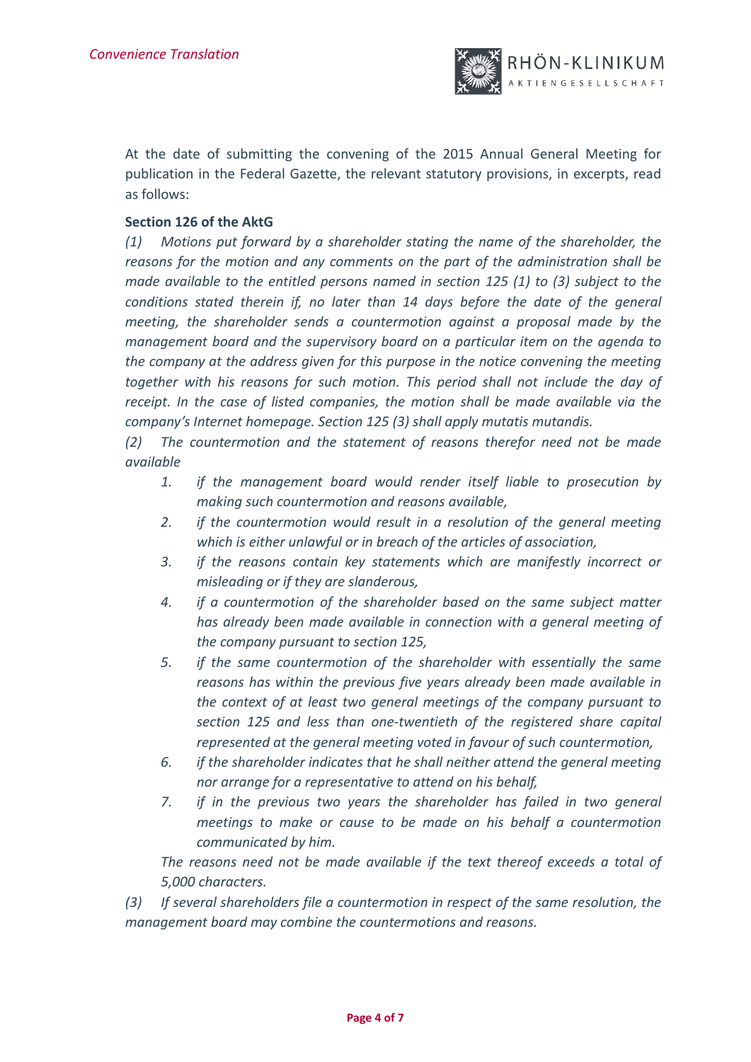At the date of submitting the convening of the 2015 Annual General Meeting for publication in the Federal Gazette, the relevant statutory provisions, in excerpts, read as follows:

**Section 126 of the AktG**

*(1) Motions put forward by a shareholder stating the name of the shareholder, the reasons for the motion and any comments on the part of the administration shall be made available to the entitled persons named in section 125 (1) to (3) subject to the conditions stated therein if, no later than 14 days before the date of the general meeting, the shareholder sends a countermotion against a proposal made by the management board and the supervisory board on a particular item on the agenda to the company at the address given for this purpose in the notice convening the meeting together with his reasons for such motion. This period shall not include the day of receipt. In the case of listed companies, the motion shall be made available via the company's Internet homepage. Section 125 (3) shall apply mutatis mutandis.*

*(2) The countermotion and the statement of reasons therefor need not be made available*

1. *if the management board would render itself liable to prosecution by making such countermotion and reasons available,*
2. *if the countermotion would result in a resolution of the general meeting which is either unlawful or in breach of the articles of association,*
3. *if the reasons contain key statements which are manifestly incorrect or misleading or if they are slanderous,*
4. *if a countermotion of the shareholder based on the same subject matter has already been made available in connection with a general meeting of the company pursuant to section 125,*
5. *if the same countermotion of the shareholder with essentially the same reasons has within the previous five years already been made available in the context of at least two general meetings of the company pursuant to section 125 and less than one-twentieth of the registered share capital represented at the general meeting voted in favour of such countermotion,*
6. *if the shareholder indicates that he shall neither attend the general meeting nor arrange for a representative to attend on his behalf,*
7. *if in the previous two years the shareholder has failed in two general meetings to make or cause to be made on his behalf a countermotion communicated by him.*

*The reasons need not be made available if the text thereof exceeds a total of 5,000 characters.*

*(3) If several shareholders file a countermotion in respect of the same resolution, the management board may combine the countermotions and reasons.*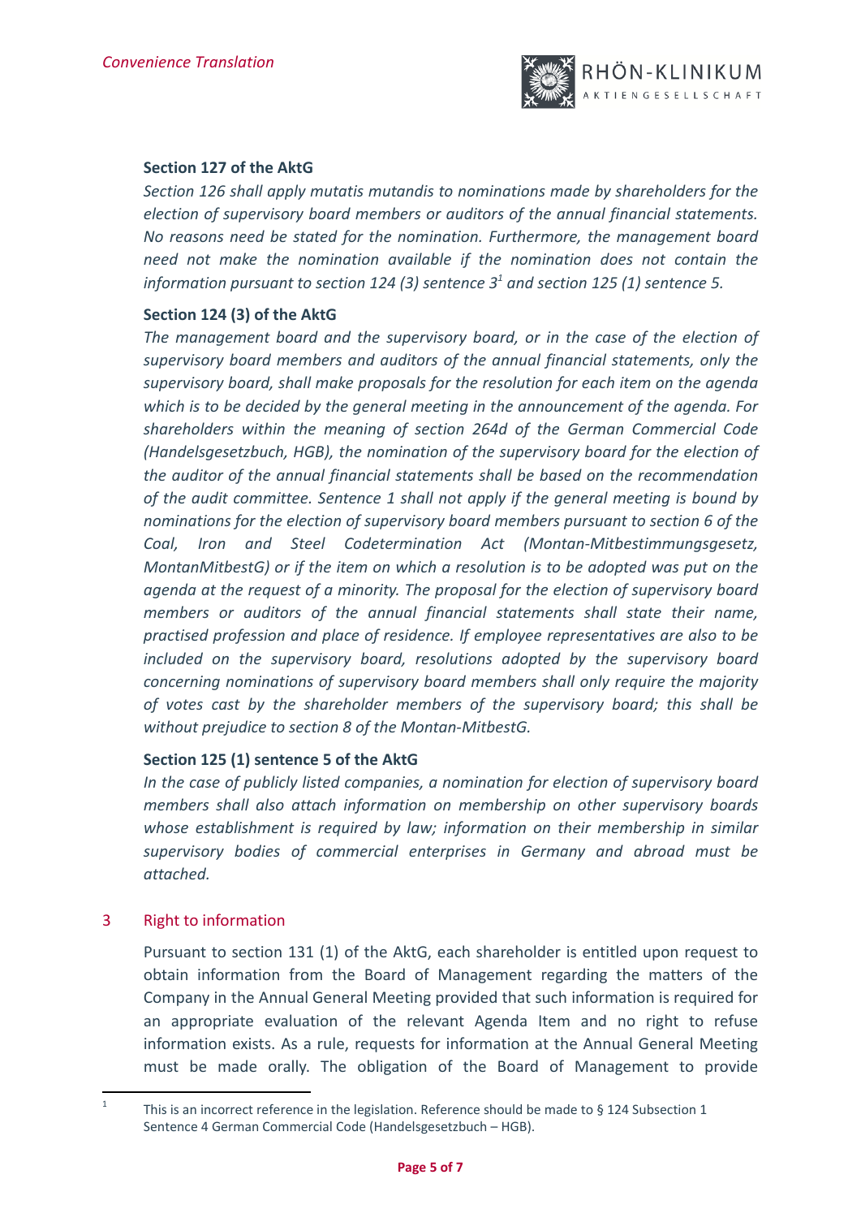*Convenience Translation*

**Section 127 of the AktG**

*Section 126 shall apply mutatis mutandis to nominations made by shareholders for the election of supervisory board members or auditors of the annual financial statements. No reasons need be stated for the nomination. Furthermore, the management board need not make the nomination available if the nomination does not contain the information pursuant to section 124 (3) sentence 3*[1] *and section 125 (1) sentence 5.*

**Section 124 (3) of the AktG**

*The management board and the supervisory board, or in the case of the election of supervisory board members and auditors of the annual financial statements, only the supervisory board, shall make proposals for the resolution for each item on the agenda which is to be decided by the general meeting in the announcement of the agenda. For shareholders within the meaning of section 264d of the German Commercial Code (Handelsgesetzbuch, HGB), the nomination of the supervisory board for the election of the auditor of the annual financial statements shall be based on the recommendation of the audit committee. Sentence 1 shall not apply if the general meeting is bound by nominations for the election of supervisory board members pursuant to section 6 of the Coal, Iron and Steel Codetermination Act (Montan-Mitbestimmungsgesetz, MontanMitbestG) or if the item on which a resolution is to be adopted was put on the agenda at the request of a minority. The proposal for the election of supervisory board members or auditors of the annual financial statements shall state their name, practised profession and place of residence. If employee representatives are also to be included on the supervisory board, resolutions adopted by the supervisory board concerning nominations of supervisory board members shall only require the majority of votes cast by the shareholder members of the supervisory board; this shall be without prejudice to section 8 of the Montan-MitbestG.*

**Section 125 (1) sentence 5 of the AktG**

*In the case of publicly listed companies, a nomination for election of supervisory board members shall also attach information on membership on other supervisory boards whose establishment is required by law; information on their membership in similar supervisory bodies of commercial enterprises in Germany and abroad must be attached.*

## 3 Right to information

Pursuant to section 131 (1) of the AktG, each shareholder is entitled upon request to obtain information from the Board of Management regarding the matters of the Company in the Annual General Meeting provided that such information is required for an appropriate evaluation of the relevant Agenda Item and no right to refuse information exists. As a rule, requests for information at the Annual General Meeting must be made orally. The obligation of the Board of Management to provide

---

[1] This is an incorrect reference in the legislation. Reference should be made to § 124 Subsection 1 Sentence 4 German Commercial Code (Handelsgesetzbuch – HGB).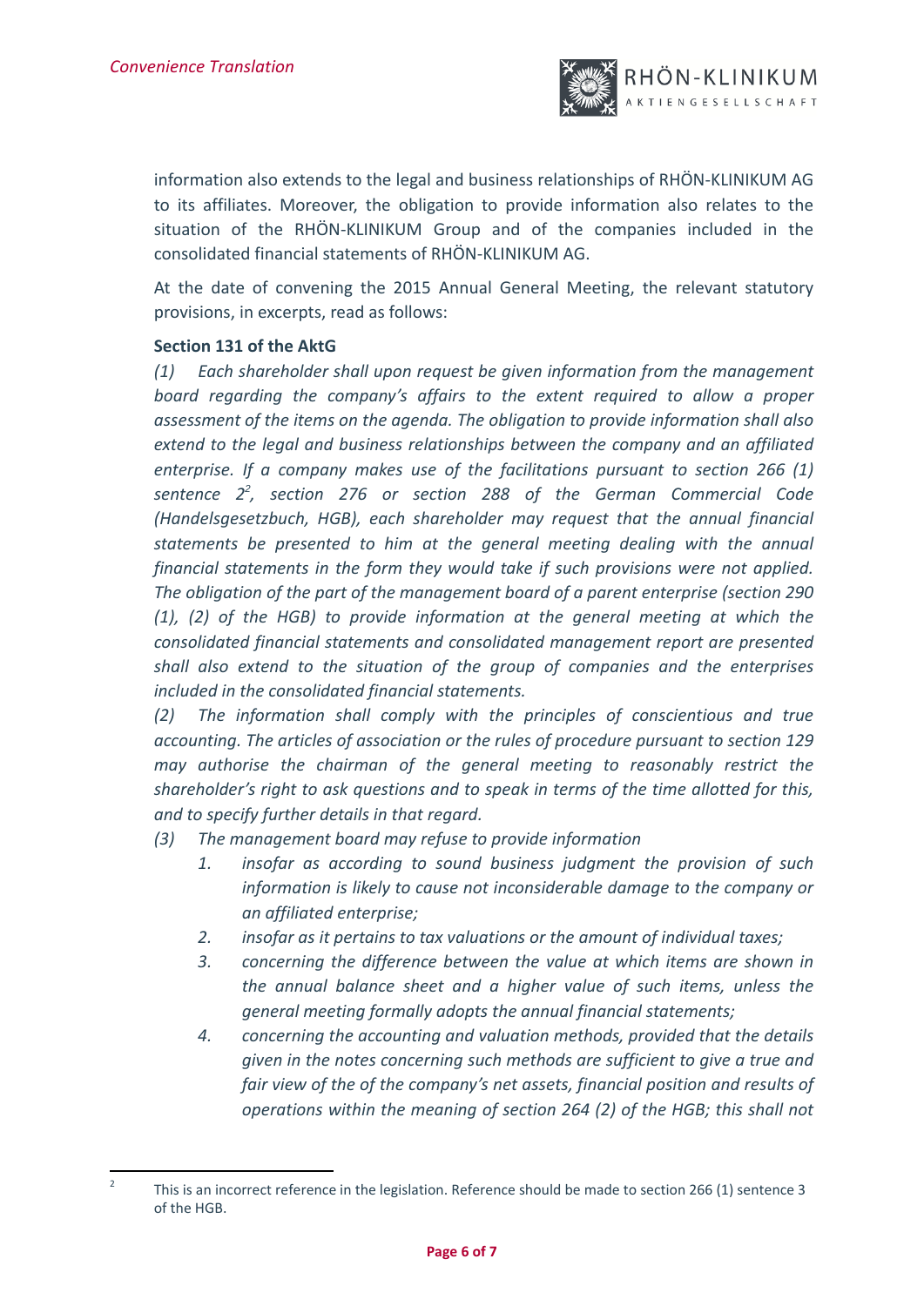information also extends to the legal and business relationships of RHÖN-KLINIKUM AG to its affiliates. Moreover, the obligation to provide information also relates to the situation of the RHÖN-KLINIKUM Group and of the companies included in the consolidated financial statements of RHÖN-KLINIKUM AG.

At the date of convening the 2015 Annual General Meeting, the relevant statutory provisions, in excerpts, read as follows:

**Section 131 of the AktG**

*(1) Each shareholder shall upon request be given information from the management board regarding the company's affairs to the extent required to allow a proper assessment of the items on the agenda. The obligation to provide information shall also extend to the legal and business relationships between the company and an affiliated enterprise. If a company makes use of the facilitations pursuant to section 266 (1) sentence 2*[2]*, section 276 or section 288 of the German Commercial Code (Handelsgesetzbuch, HGB), each shareholder may request that the annual financial statements be presented to him at the general meeting dealing with the annual financial statements in the form they would take if such provisions were not applied. The obligation of the part of the management board of a parent enterprise (section 290 (1), (2) of the HGB) to provide information at the general meeting at which the consolidated financial statements and consolidated management report are presented shall also extend to the situation of the group of companies and the enterprises included in the consolidated financial statements.*

*(2) The information shall comply with the principles of conscientious and true accounting. The articles of association or the rules of procedure pursuant to section 129 may authorise the chairman of the general meeting to reasonably restrict the shareholder's right to ask questions and to speak in terms of the time allotted for this, and to specify further details in that regard.*

*(3) The management board may refuse to provide information*

1. *insofar as according to sound business judgment the provision of such information is likely to cause not inconsiderable damage to the company or an affiliated enterprise;*
2. *insofar as it pertains to tax valuations or the amount of individual taxes;*
3. *concerning the difference between the value at which items are shown in the annual balance sheet and a higher value of such items, unless the general meeting formally adopts the annual financial statements;*
4. *concerning the accounting and valuation methods, provided that the details given in the notes concerning such methods are sufficient to give a true and fair view of the of the company's net assets, financial position and results of operations within the meaning of section 264 (2) of the HGB; this shall not*

---

[2] This is an incorrect reference in the legislation. Reference should be made to section 266 (1) sentence 3 of the HGB.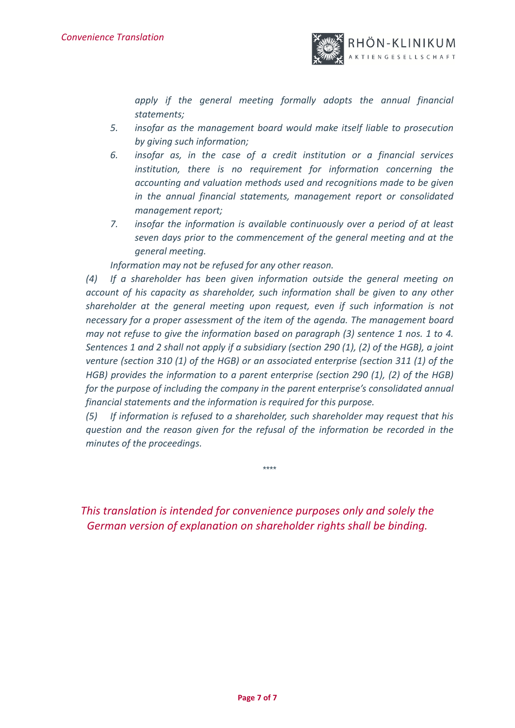*apply if the general meeting formally adopts the annual financial statements;*

5. *insofar as the management board would make itself liable to prosecution by giving such information;*
6. *insofar as, in the case of a credit institution or a financial services institution, there is no requirement for information concerning the accounting and valuation methods used and recognitions made to be given in the annual financial statements, management report or consolidated management report;*
7. *insofar the information is available continuously over a period of at least seven days prior to the commencement of the general meeting and at the general meeting.*

*Information may not be refused for any other reason.*

*(4) If a shareholder has been given information outside the general meeting on account of his capacity as shareholder, such information shall be given to any other shareholder at the general meeting upon request, even if such information is not necessary for a proper assessment of the item of the agenda. The management board may not refuse to give the information based on paragraph (3) sentence 1 nos. 1 to 4. Sentences 1 and 2 shall not apply if a subsidiary (section 290 (1), (2) of the HGB), a joint venture (section 310 (1) of the HGB) or an associated enterprise (section 311 (1) of the HGB) provides the information to a parent enterprise (section 290 (1), (2) of the HGB) for the purpose of including the company in the parent enterprise's consolidated annual financial statements and the information is required for this purpose.*

*(5) If information is refused to a shareholder, such shareholder may request that his question and the reason given for the refusal of the information be recorded in the minutes of the proceedings.*

****

*This translation is intended for convenience purposes only and solely the German version of explanation on shareholder rights shall be binding.*